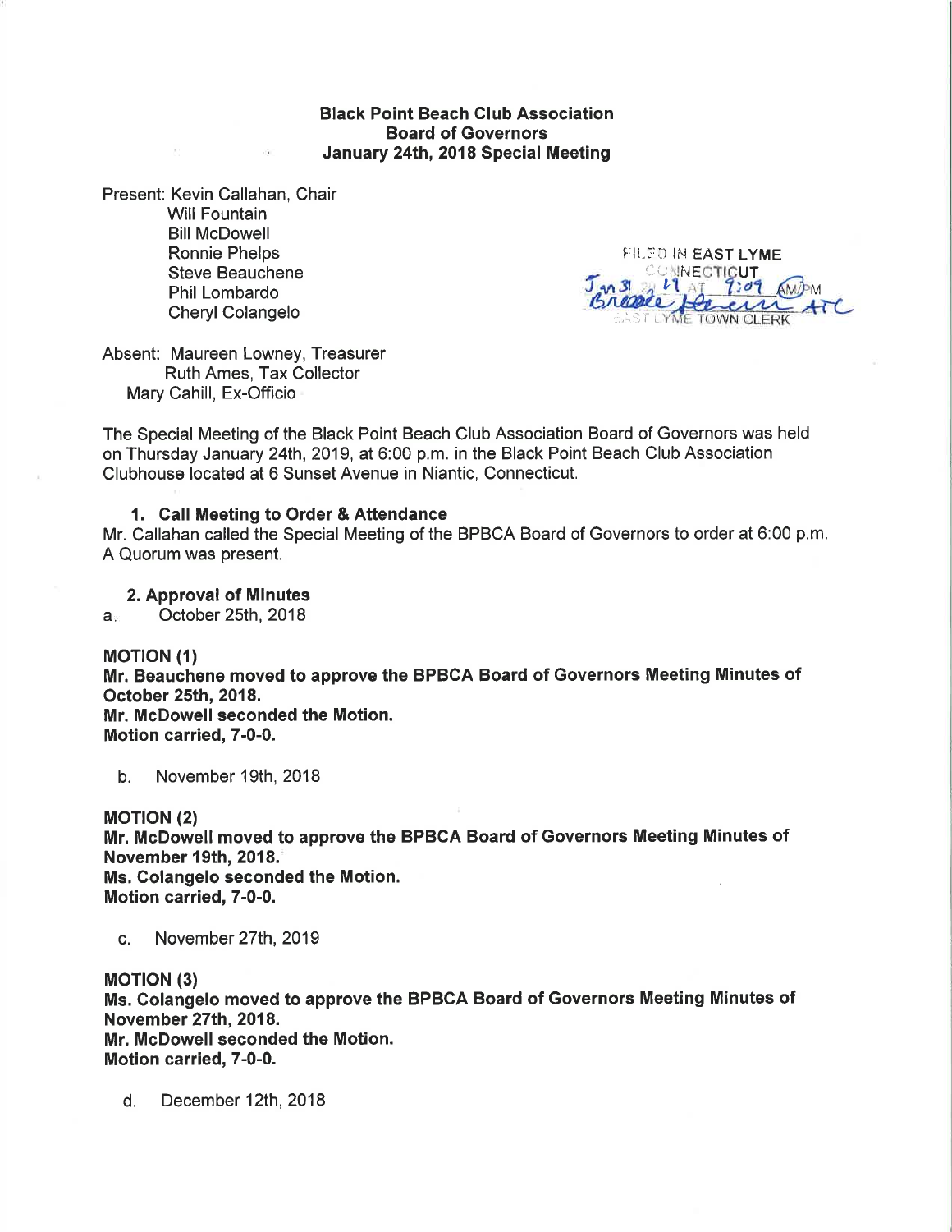**Black Point Beach Club Association**
**Board of Governors**
**January 24th, 2018 Special Meeting**

Present: Kevin Callahan, Chair
Will Fountain
Bill McDowell
Ronnie Phelps
Steve Beauchene
Phil Lombardo
Cheryl Colangelo

FILED IN EAST LYME CONNECTICUT
Jan 31 2019 AT 9:09 AM/PM
Brenda Hereim ATC
EAST LYME TOWN CLERK

Absent: Maureen Lowney, Treasurer
Ruth Ames, Tax Collector
Mary Cahill, Ex-Officio

The Special Meeting of the Black Point Beach Club Association Board of Governors was held on Thursday January 24th, 2019, at 6:00 p.m. in the Black Point Beach Club Association Clubhouse located at 6 Sunset Avenue in Niantic, Connecticut.

**1. Call Meeting to Order & Attendance**

Mr. Callahan called the Special Meeting of the BPBCA Board of Governors to order at 6:00 p.m. A Quorum was present.

**2. Approval of Minutes**

a. October 25th, 2018

**MOTION (1)**
**Mr. Beauchene moved to approve the BPBCA Board of Governors Meeting Minutes of October 25th, 2018.**
**Mr. McDowell seconded the Motion.**
**Motion carried, 7-0-0.**

b. November 19th, 2018

**MOTION (2)**
**Mr. McDowell moved to approve the BPBCA Board of Governors Meeting Minutes of November 19th, 2018.**
**Ms. Colangelo seconded the Motion.**
**Motion carried, 7-0-0.**

c. November 27th, 2019

**MOTION (3)**
**Ms. Colangelo moved to approve the BPBCA Board of Governors Meeting Minutes of November 27th, 2018.**
**Mr. McDowell seconded the Motion.**
**Motion carried, 7-0-0.**

d. December 12th, 2018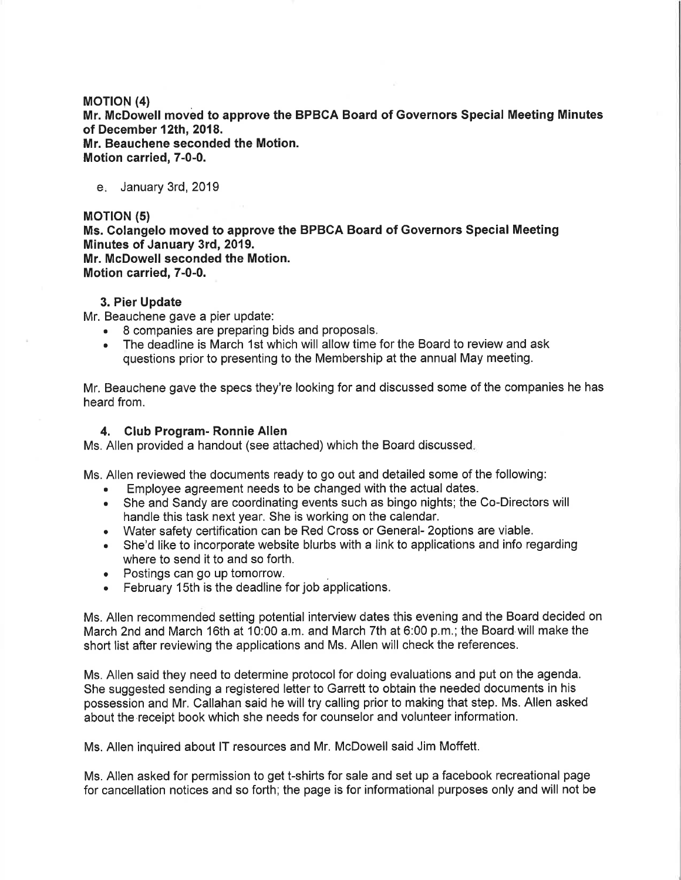**MOTION (4)**
**Mr. McDowell moved to approve the BPBCA Board of Governors Special Meeting Minutes of December 12th, 2018.**
**Mr. Beauchene seconded the Motion.**
**Motion carried, 7-0-0.**

e. January 3rd, 2019

**MOTION (5)**
**Ms. Colangelo moved to approve the BPBCA Board of Governors Special Meeting Minutes of January 3rd, 2019.**
**Mr. McDowell seconded the Motion.**
**Motion carried, 7-0-0.**

### 3. Pier Update

Mr. Beauchene gave a pier update:

- 8 companies are preparing bids and proposals.
- The deadline is March 1st which will allow time for the Board to review and ask questions prior to presenting to the Membership at the annual May meeting.

Mr. Beauchene gave the specs they're looking for and discussed some of the companies he has heard from.

### 4. Club Program- Ronnie Allen

Ms. Allen provided a handout (see attached) which the Board discussed.

Ms. Allen reviewed the documents ready to go out and detailed some of the following:

- Employee agreement needs to be changed with the actual dates.
- She and Sandy are coordinating events such as bingo nights; the Co-Directors will handle this task next year. She is working on the calendar.
- Water safety certification can be Red Cross or General- 2options are viable.
- She'd like to incorporate website blurbs with a link to applications and info regarding where to send it to and so forth.
- Postings can go up tomorrow.
- February 15th is the deadline for job applications.

Ms. Allen recommended setting potential interview dates this evening and the Board decided on March 2nd and March 16th at 10:00 a.m. and March 7th at 6:00 p.m.; the Board will make the short list after reviewing the applications and Ms. Allen will check the references.

Ms. Allen said they need to determine protocol for doing evaluations and put on the agenda. She suggested sending a registered letter to Garrett to obtain the needed documents in his possession and Mr. Callahan said he will try calling prior to making that step. Ms. Allen asked about the receipt book which she needs for counselor and volunteer information.

Ms. Allen inquired about IT resources and Mr. McDowell said Jim Moffett.

Ms. Allen asked for permission to get t-shirts for sale and set up a facebook recreational page for cancellation notices and so forth; the page is for informational purposes only and will not be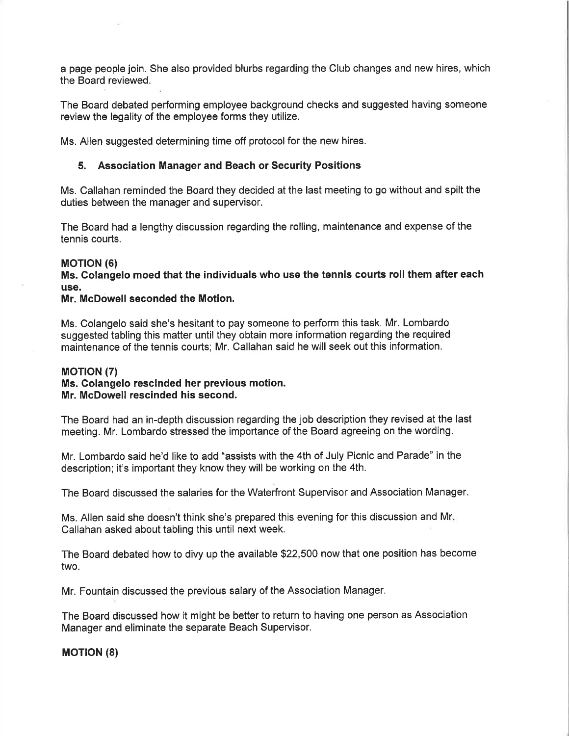a page people join. She also provided blurbs regarding the Club changes and new hires, which the Board reviewed.

The Board debated performing employee background checks and suggested having someone review the legality of the employee forms they utilize.

Ms. Allen suggested determining time off protocol for the new hires.

### 5. Association Manager and Beach or Security Positions

Ms. Callahan reminded the Board they decided at the last meeting to go without and spilt the duties between the manager and supervisor.

The Board had a lengthy discussion regarding the rolling, maintenance and expense of the tennis courts.

**MOTION (6)**
**Ms. Colangelo moed that the individuals who use the tennis courts roll them after each use.**
**Mr. McDowell seconded the Motion.**

Ms. Colangelo said she's hesitant to pay someone to perform this task. Mr. Lombardo suggested tabling this matter until they obtain more information regarding the required maintenance of the tennis courts; Mr. Callahan said he will seek out this information.

**MOTION (7)**
**Ms. Colangelo rescinded her previous motion.**
**Mr. McDowell rescinded his second.**

The Board had an in-depth discussion regarding the job description they revised at the last meeting. Mr. Lombardo stressed the importance of the Board agreeing on the wording.

Mr. Lombardo said he'd like to add "assists with the 4th of July Picnic and Parade" in the description; it's important they know they will be working on the 4th.

The Board discussed the salaries for the Waterfront Supervisor and Association Manager.

Ms. Allen said she doesn't think she's prepared this evening for this discussion and Mr. Callahan asked about tabling this until next week.

The Board debated how to divy up the available $22,500 now that one position has become two.

Mr. Fountain discussed the previous salary of the Association Manager.

The Board discussed how it might be better to return to having one person as Association Manager and eliminate the separate Beach Supervisor.

**MOTION (8)**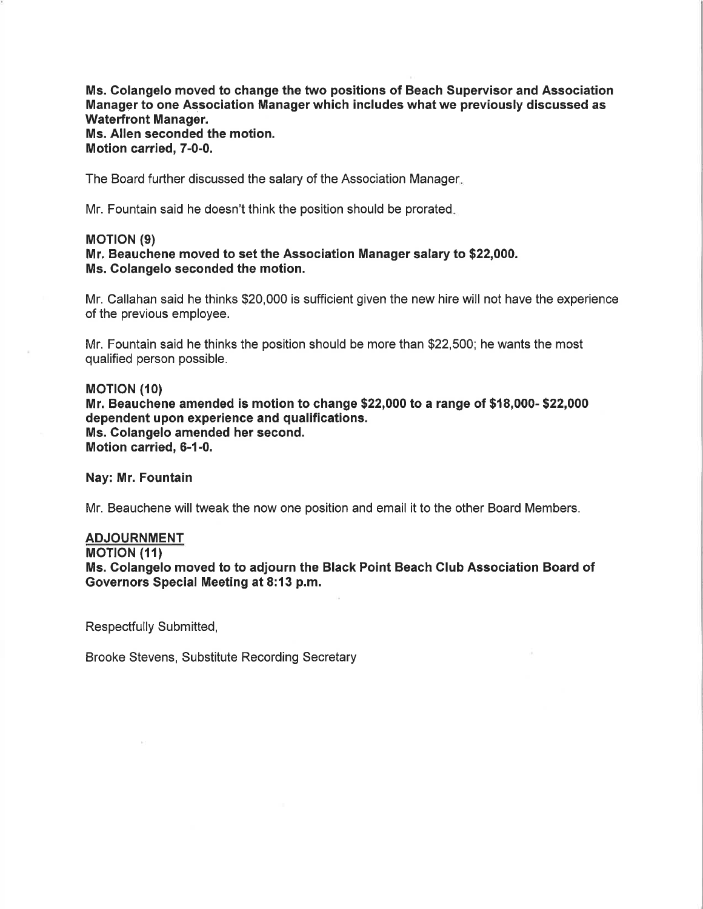**Ms. Colangelo moved to change the two positions of Beach Supervisor and Association Manager to one Association Manager which includes what we previously discussed as Waterfront Manager.**
**Ms. Allen seconded the motion.**
**Motion carried, 7-0-0.**

The Board further discussed the salary of the Association Manager.

Mr. Fountain said he doesn't think the position should be prorated.

**MOTION (9)**
**Mr. Beauchene moved to set the Association Manager salary to $22,000.**
**Ms. Colangelo seconded the motion.**

Mr. Callahan said he thinks $20,000 is sufficient given the new hire will not have the experience of the previous employee.

Mr. Fountain said he thinks the position should be more than $22,500; he wants the most qualified person possible.

**MOTION (10)**
**Mr. Beauchene amended is motion to change $22,000 to a range of $18,000- $22,000 dependent upon experience and qualifications.**
**Ms. Colangelo amended her second.**
**Motion carried, 6-1-0.**

**Nay: Mr. Fountain**

Mr. Beauchene will tweak the now one position and email it to the other Board Members.

**ADJOURNMENT**
**MOTION (11)**
**Ms. Colangelo moved to to adjourn the Black Point Beach Club Association Board of Governors Special Meeting at 8:13 p.m.**

Respectfully Submitted,

Brooke Stevens, Substitute Recording Secretary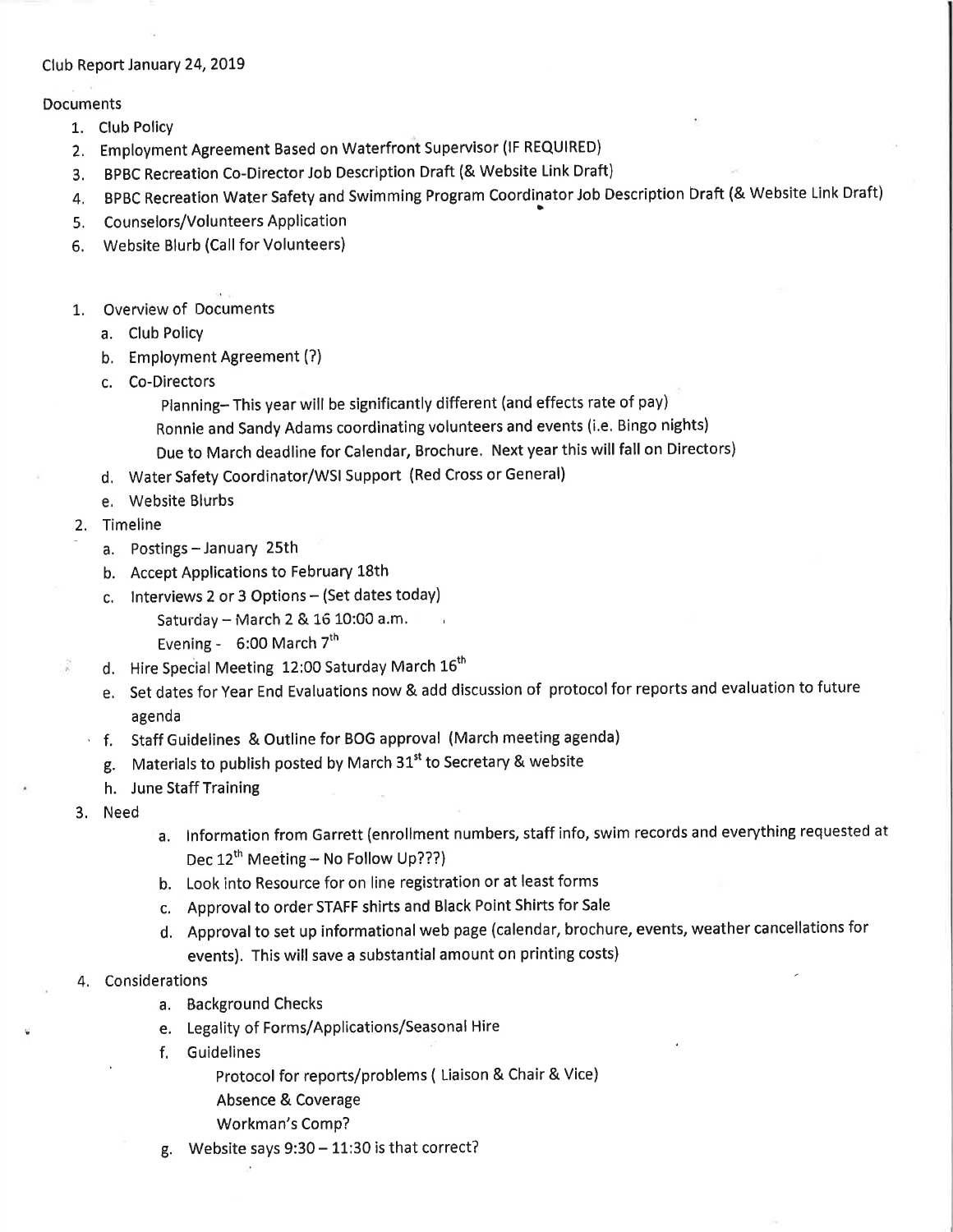Club Report January 24, 2019

Documents

1. Club Policy
2. Employment Agreement Based on Waterfront Supervisor (IF REQUIRED)
3. BPBC Recreation Co-Director Job Description Draft (& Website Link Draft)
4. BPBC Recreation Water Safety and Swimming Program Coordinator Job Description Draft (& Website Link Draft)
5. Counselors/Volunteers Application
6. Website Blurb (Call for Volunteers)

1. Overview of Documents
   a. Club Policy
   b. Employment Agreement (?)
   c. Co-Directors
      Planning– This year will be significantly different (and effects rate of pay)
      Ronnie and Sandy Adams coordinating volunteers and events (i.e. Bingo nights)
      Due to March deadline for Calendar, Brochure. Next year this will fall on Directors)
   d. Water Safety Coordinator/WSI Support (Red Cross or General)
   e. Website Blurbs
2. Timeline
   a. Postings – January 25th
   b. Accept Applications to February 18th
   c. Interviews 2 or 3 Options – (Set dates today)
      Saturday – March 2 & 16 10:00 a.m.
      Evening - 6:00 March 7th
   d. Hire Special Meeting 12:00 Saturday March 16th
   e. Set dates for Year End Evaluations now & add discussion of protocol for reports and evaluation to future agenda
   f. Staff Guidelines & Outline for BOG approval (March meeting agenda)
   g. Materials to publish posted by March 31st to Secretary & website
   h. June Staff Training
3. Need
   a. Information from Garrett (enrollment numbers, staff info, swim records and everything requested at Dec 12th Meeting – No Follow Up???)
   b. Look into Resource for on line registration or at least forms
   c. Approval to order STAFF shirts and Black Point Shirts for Sale
   d. Approval to set up informational web page (calendar, brochure, events, weather cancellations for events). This will save a substantial amount on printing costs)
4. Considerations
   a. Background Checks
   e. Legality of Forms/Applications/Seasonal Hire
   f. Guidelines
      Protocol for reports/problems ( Liaison & Chair & Vice)
      Absence & Coverage
      Workman's Comp?
   g. Website says 9:30 – 11:30 is that correct?